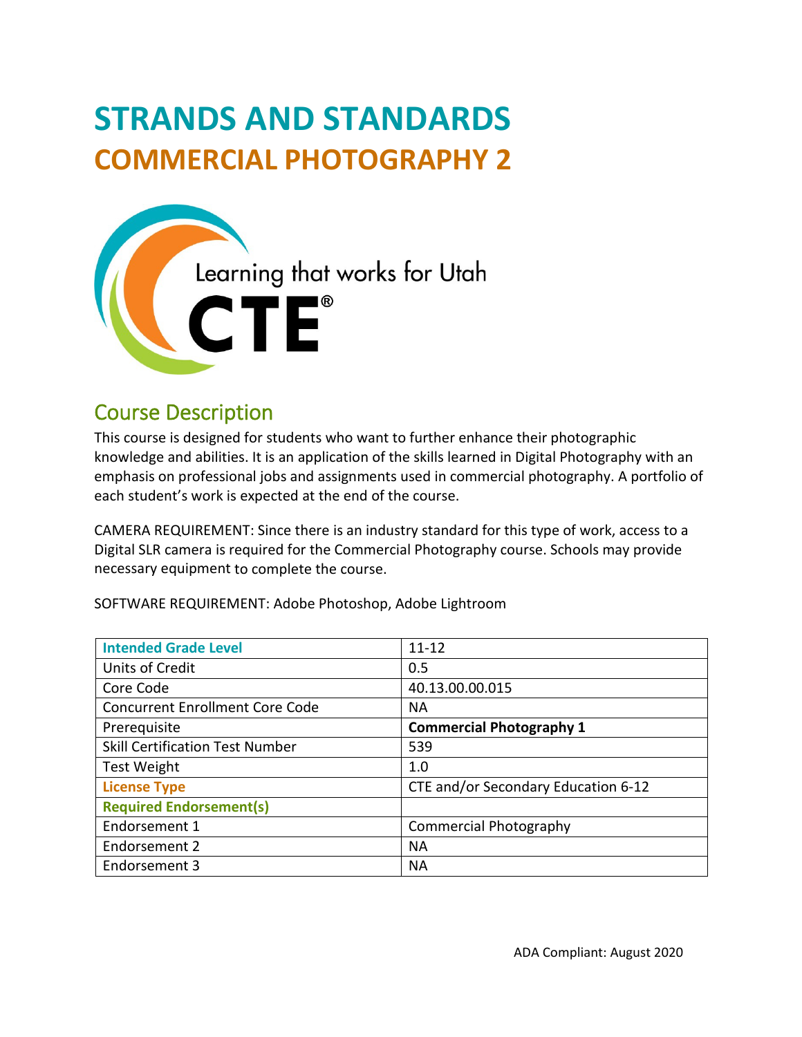# STRANDS AND STANDARDS
# COMMERCIAL PHOTOGRAPHY 2

Learning that works for Utah

CTE®

## Course Description

This course is designed for students who want to further enhance their photographic knowledge and abilities. It is an application of the skills learned in Digital Photography with an emphasis on professional jobs and assignments used in commercial photography. A portfolio of each student's work is expected at the end of the course.

CAMERA REQUIREMENT: Since there is an industry standard for this type of work, access to a Digital SLR camera is required for the Commercial Photography course. Schools may provide necessary equipment to complete the course.

SOFTWARE REQUIREMENT: Adobe Photoshop, Adobe Lightroom

| Intended Grade Level | 11-12 |
|---|---|
| Units of Credit | 0.5 |
| Core Code | 40.13.00.00.015 |
| Concurrent Enrollment Core Code | NA |
| Prerequisite | **Commercial Photography 1** |
| Skill Certification Test Number | 539 |
| Test Weight | 1.0 |
| **License Type** | CTE and/or Secondary Education 6-12 |
| **Required Endorsement(s)** | |
| Endorsement 1 | Commercial Photography |
| Endorsement 2 | NA |
| Endorsement 3 | NA |

ADA Compliant: August 2020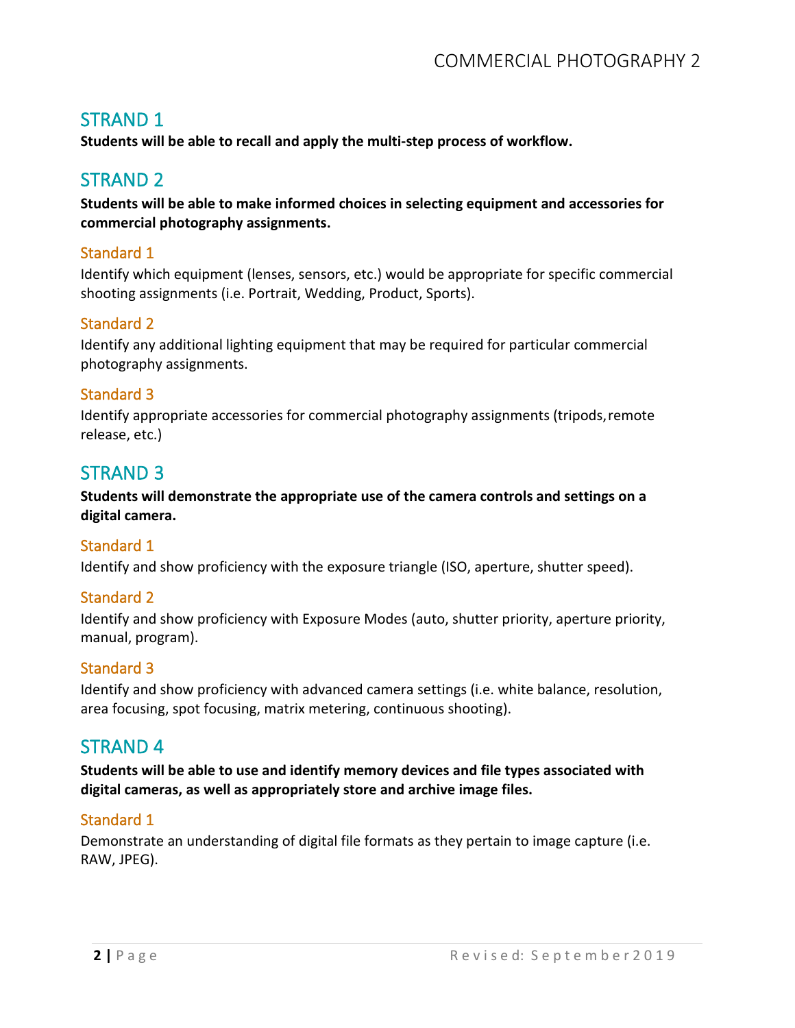## STRAND 1

**Students will be able to recall and apply the multi-step process of workflow.**

## STRAND 2

**Students will be able to make informed choices in selecting equipment and accessories for commercial photography assignments.**

### Standard 1

Identify which equipment (lenses, sensors, etc.) would be appropriate for specific commercial shooting assignments (i.e. Portrait, Wedding, Product, Sports).

### Standard 2

Identify any additional lighting equipment that may be required for particular commercial photography assignments.

### Standard 3

Identify appropriate accessories for commercial photography assignments (tripods, remote release, etc.)

## STRAND 3

**Students will demonstrate the appropriate use of the camera controls and settings on a digital camera.**

### Standard 1

Identify and show proficiency with the exposure triangle (ISO, aperture, shutter speed).

### Standard 2

Identify and show proficiency with Exposure Modes (auto, shutter priority, aperture priority, manual, program).

### Standard 3

Identify and show proficiency with advanced camera settings (i.e. white balance, resolution, area focusing, spot focusing, matrix metering, continuous shooting).

## STRAND 4

**Students will be able to use and identify memory devices and file types associated with digital cameras, as well as appropriately store and archive image files.**

### Standard 1

Demonstrate an understanding of digital file formats as they pertain to image capture (i.e. RAW, JPEG).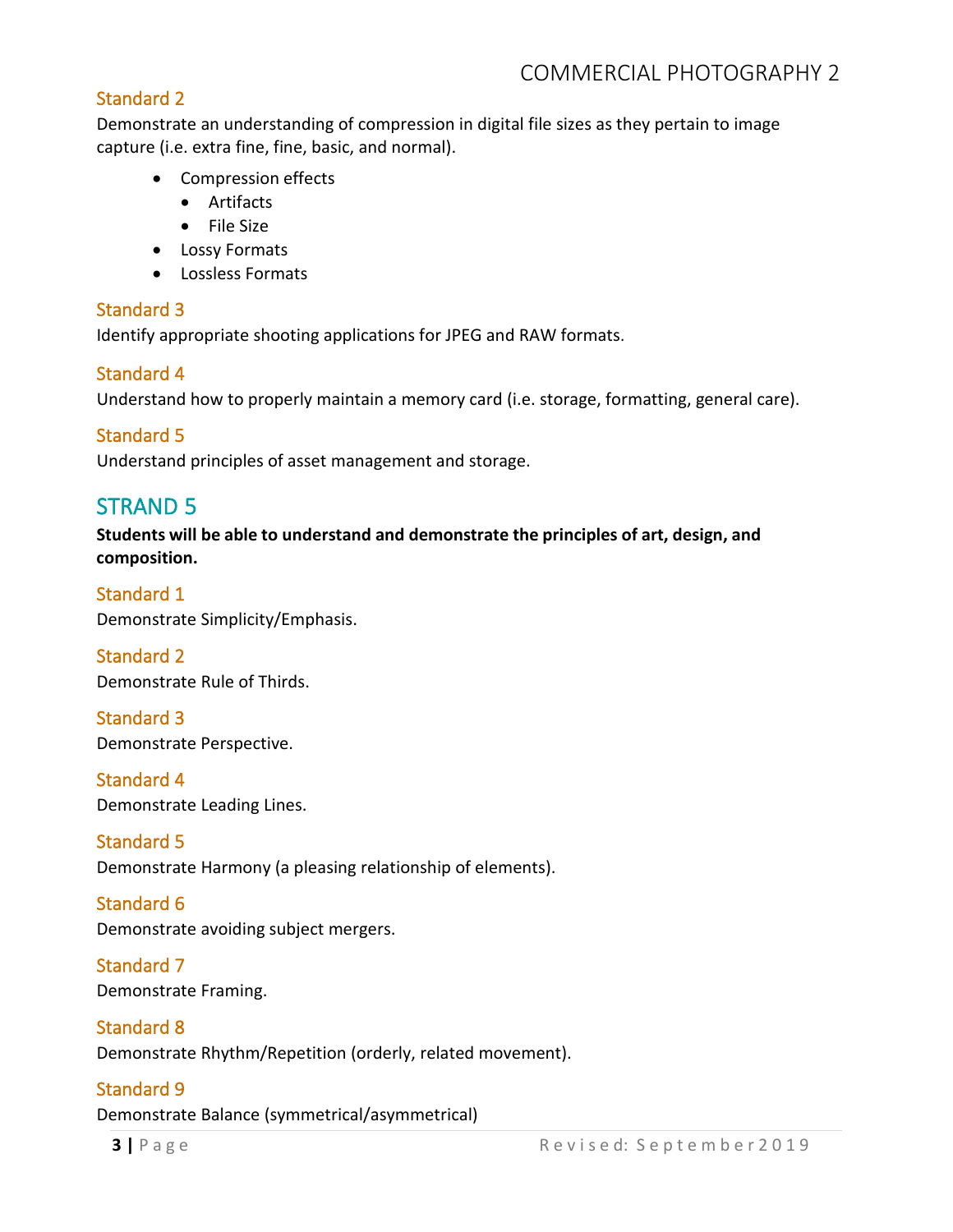### Standard 2

Demonstrate an understanding of compression in digital file sizes as they pertain to image capture (i.e. extra fine, fine, basic, and normal).

- Compression effects
  - Artifacts
  - File Size
- Lossy Formats
- Lossless Formats

### Standard 3

Identify appropriate shooting applications for JPEG and RAW formats.

### Standard 4

Understand how to properly maintain a memory card (i.e. storage, formatting, general care).

### Standard 5

Understand principles of asset management and storage.

## STRAND 5

**Students will be able to understand and demonstrate the principles of art, design, and composition.**

### Standard 1

Demonstrate Simplicity/Emphasis.

### Standard 2

Demonstrate Rule of Thirds.

### Standard 3

Demonstrate Perspective.

### Standard 4

Demonstrate Leading Lines.

### Standard 5

Demonstrate Harmony (a pleasing relationship of elements).

### Standard 6

Demonstrate avoiding subject mergers.

### Standard 7

Demonstrate Framing.

### Standard 8

Demonstrate Rhythm/Repetition (orderly, related movement).

### Standard 9

Demonstrate Balance (symmetrical/asymmetrical)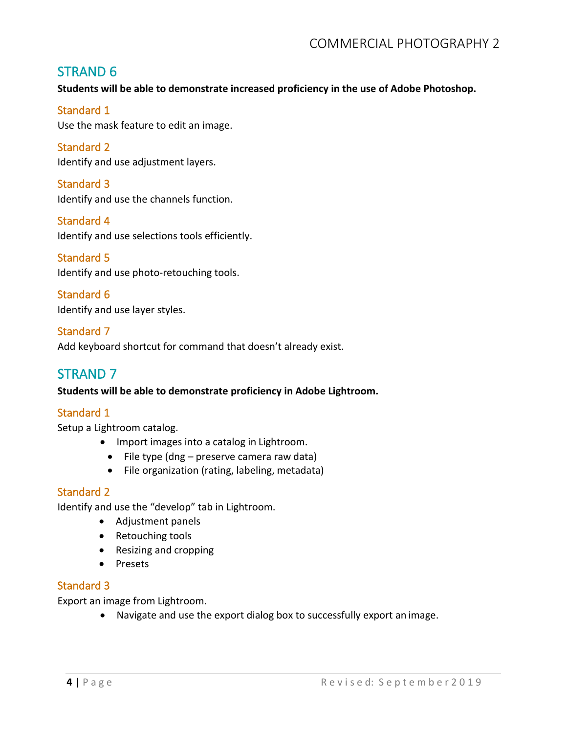## STRAND 6

**Students will be able to demonstrate increased proficiency in the use of Adobe Photoshop.**

### Standard 1

Use the mask feature to edit an image.

### Standard 2

Identify and use adjustment layers.

### Standard 3

Identify and use the channels function.

### Standard 4

Identify and use selections tools efficiently.

### Standard 5

Identify and use photo-retouching tools.

### Standard 6

Identify and use layer styles.

### Standard 7

Add keyboard shortcut for command that doesn't already exist.

## STRAND 7

**Students will be able to demonstrate proficiency in Adobe Lightroom.**

### Standard 1

Setup a Lightroom catalog.

- Import images into a catalog in Lightroom.
  - File type (dng – preserve camera raw data)
  - File organization (rating, labeling, metadata)

### Standard 2

Identify and use the "develop" tab in Lightroom.

- Adjustment panels
- Retouching tools
- Resizing and cropping
- Presets

### Standard 3

Export an image from Lightroom.

- Navigate and use the export dialog box to successfully export an image.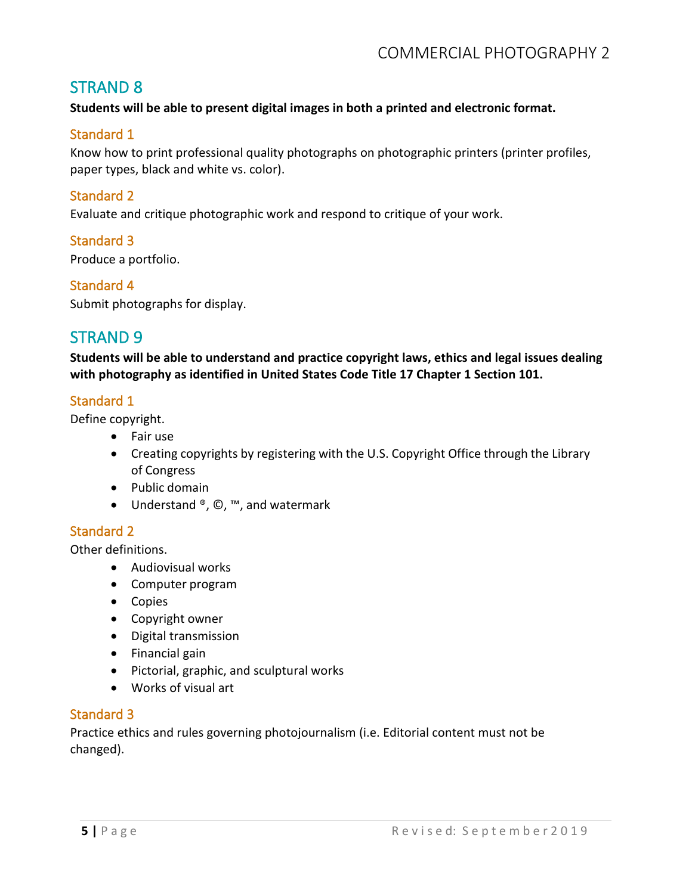## STRAND 8

**Students will be able to present digital images in both a printed and electronic format.**

### Standard 1

Know how to print professional quality photographs on photographic printers (printer profiles, paper types, black and white vs. color).

### Standard 2

Evaluate and critique photographic work and respond to critique of your work.

### Standard 3

Produce a portfolio.

### Standard 4

Submit photographs for display.

## STRAND 9

**Students will be able to understand and practice copyright laws, ethics and legal issues dealing with photography as identified in United States Code Title 17 Chapter 1 Section 101.**

### Standard 1

Define copyright.

- Fair use
- Creating copyrights by registering with the U.S. Copyright Office through the Library of Congress
- Public domain
- Understand ®, ©, ™, and watermark

### Standard 2

Other definitions.

- Audiovisual works
- Computer program
- Copies
- Copyright owner
- Digital transmission
- Financial gain
- Pictorial, graphic, and sculptural works
- Works of visual art

### Standard 3

Practice ethics and rules governing photojournalism (i.e. Editorial content must not be changed).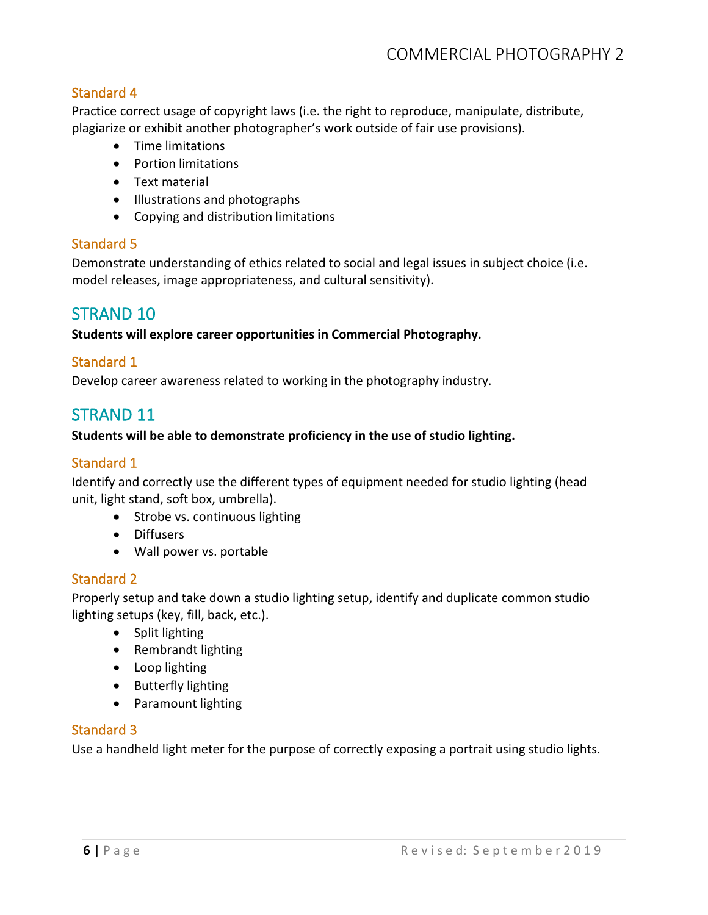### Standard 4

Practice correct usage of copyright laws (i.e. the right to reproduce, manipulate, distribute, plagiarize or exhibit another photographer's work outside of fair use provisions).

- Time limitations
- Portion limitations
- Text material
- Illustrations and photographs
- Copying and distribution limitations

### Standard 5

Demonstrate understanding of ethics related to social and legal issues in subject choice (i.e. model releases, image appropriateness, and cultural sensitivity).

## STRAND 10

**Students will explore career opportunities in Commercial Photography.**

### Standard 1

Develop career awareness related to working in the photography industry.

## STRAND 11

**Students will be able to demonstrate proficiency in the use of studio lighting.**

### Standard 1

Identify and correctly use the different types of equipment needed for studio lighting (head unit, light stand, soft box, umbrella).

- Strobe vs. continuous lighting
- Diffusers
- Wall power vs. portable

### Standard 2

Properly setup and take down a studio lighting setup, identify and duplicate common studio lighting setups (key, fill, back, etc.).

- Split lighting
- Rembrandt lighting
- Loop lighting
- Butterfly lighting
- Paramount lighting

### Standard 3

Use a handheld light meter for the purpose of correctly exposing a portrait using studio lights.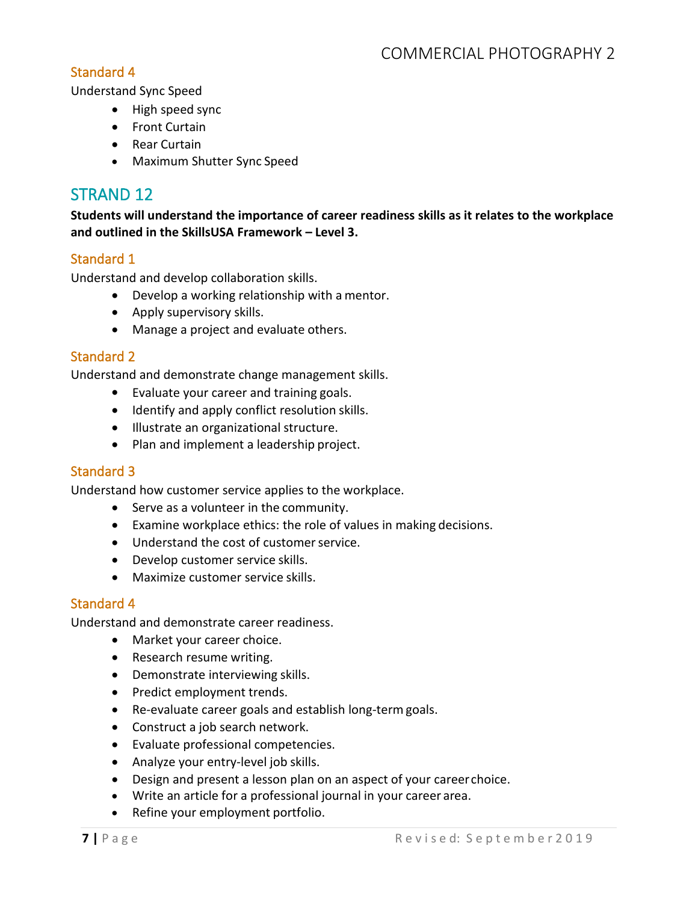### Standard 4

Understand Sync Speed

- High speed sync
- Front Curtain
- Rear Curtain
- Maximum Shutter Sync Speed

## STRAND 12

**Students will understand the importance of career readiness skills as it relates to the workplace and outlined in the SkillsUSA Framework – Level 3.**

### Standard 1

Understand and develop collaboration skills.

- Develop a working relationship with a mentor.
- Apply supervisory skills.
- Manage a project and evaluate others.

### Standard 2

Understand and demonstrate change management skills.

- Evaluate your career and training goals.
- Identify and apply conflict resolution skills.
- Illustrate an organizational structure.
- Plan and implement a leadership project.

### Standard 3

Understand how customer service applies to the workplace.

- Serve as a volunteer in the community.
- Examine workplace ethics: the role of values in making decisions.
- Understand the cost of customer service.
- Develop customer service skills.
- Maximize customer service skills.

### Standard 4

Understand and demonstrate career readiness.

- Market your career choice.
- Research resume writing.
- Demonstrate interviewing skills.
- Predict employment trends.
- Re-evaluate career goals and establish long-term goals.
- Construct a job search network.
- Evaluate professional competencies.
- Analyze your entry-level job skills.
- Design and present a lesson plan on an aspect of your career choice.
- Write an article for a professional journal in your career area.
- Refine your employment portfolio.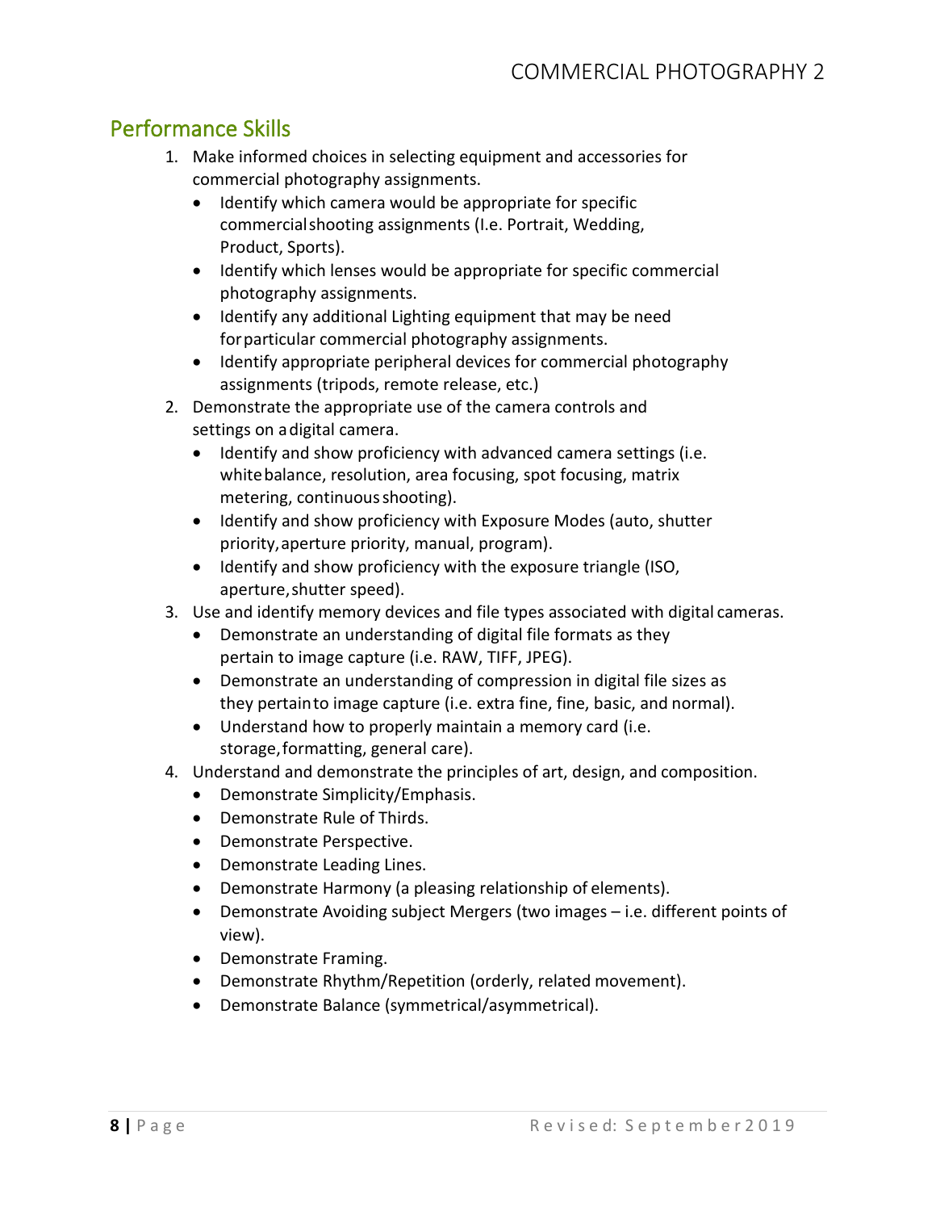## Performance Skills

1. Make informed choices in selecting equipment and accessories for commercial photography assignments.
   - Identify which camera would be appropriate for specific commercial shooting assignments (I.e. Portrait, Wedding, Product, Sports).
   - Identify which lenses would be appropriate for specific commercial photography assignments.
   - Identify any additional Lighting equipment that may be need for particular commercial photography assignments.
   - Identify appropriate peripheral devices for commercial photography assignments (tripods, remote release, etc.)
2. Demonstrate the appropriate use of the camera controls and settings on a digital camera.
   - Identify and show proficiency with advanced camera settings (i.e. white balance, resolution, area focusing, spot focusing, matrix metering, continuous shooting).
   - Identify and show proficiency with Exposure Modes (auto, shutter priority, aperture priority, manual, program).
   - Identify and show proficiency with the exposure triangle (ISO, aperture, shutter speed).
3. Use and identify memory devices and file types associated with digital cameras.
   - Demonstrate an understanding of digital file formats as they pertain to image capture (i.e. RAW, TIFF, JPEG).
   - Demonstrate an understanding of compression in digital file sizes as they pertain to image capture (i.e. extra fine, fine, basic, and normal).
   - Understand how to properly maintain a memory card (i.e. storage, formatting, general care).
4. Understand and demonstrate the principles of art, design, and composition.
   - Demonstrate Simplicity/Emphasis.
   - Demonstrate Rule of Thirds.
   - Demonstrate Perspective.
   - Demonstrate Leading Lines.
   - Demonstrate Harmony (a pleasing relationship of elements).
   - Demonstrate Avoiding subject Mergers (two images – i.e. different points of view).
   - Demonstrate Framing.
   - Demonstrate Rhythm/Repetition (orderly, related movement).
   - Demonstrate Balance (symmetrical/asymmetrical).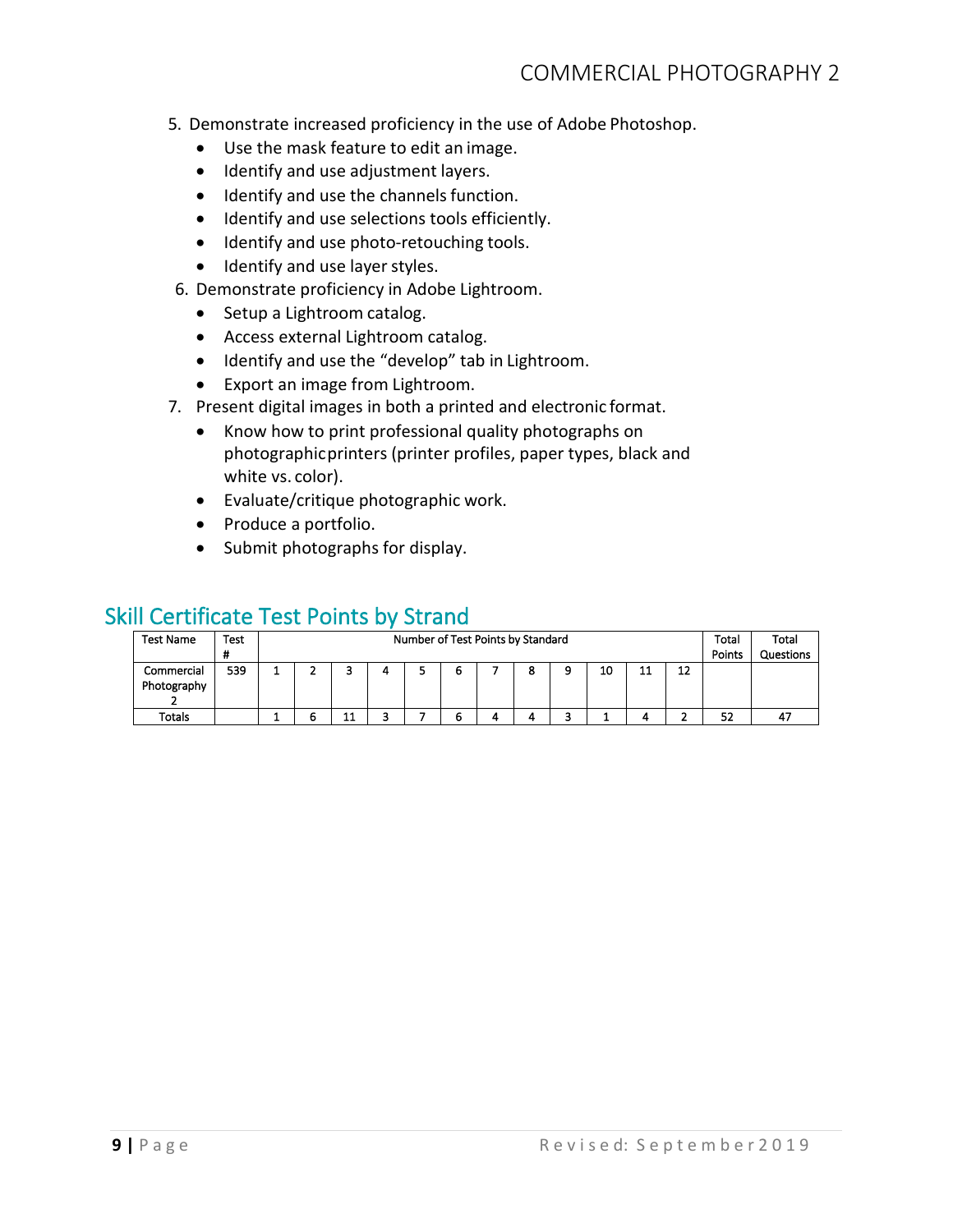5. Demonstrate increased proficiency in the use of Adobe Photoshop.
    - Use the mask feature to edit an image.
    - Identify and use adjustment layers.
    - Identify and use the channels function.
    - Identify and use selections tools efficiently.
    - Identify and use photo-retouching tools.
    - Identify and use layer styles.
6. Demonstrate proficiency in Adobe Lightroom.
    - Setup a Lightroom catalog.
    - Access external Lightroom catalog.
    - Identify and use the "develop" tab in Lightroom.
    - Export an image from Lightroom.
7. Present digital images in both a printed and electronic format.
    - Know how to print professional quality photographs on photographic printers (printer profiles, paper types, black and white vs. color).
    - Evaluate/critique photographic work.
    - Produce a portfolio.
    - Submit photographs for display.

## Skill Certificate Test Points by Strand

| Test Name | Test # | Number of Test Points by Standard | | | | | | | | | | | | Total Points | Total Questions |
|---|---|---|---|---|---|---|---|---|---|---|---|---|---|---|---|
| Commercial Photography 2 | 539 | 1 | 2 | 3 | 4 | 5 | 6 | 7 | 8 | 9 | 10 | 11 | 12 | | |
| Totals | | 1 | 6 | 11 | 3 | 7 | 6 | 4 | 4 | 3 | 1 | 4 | 2 | 52 | 47 |